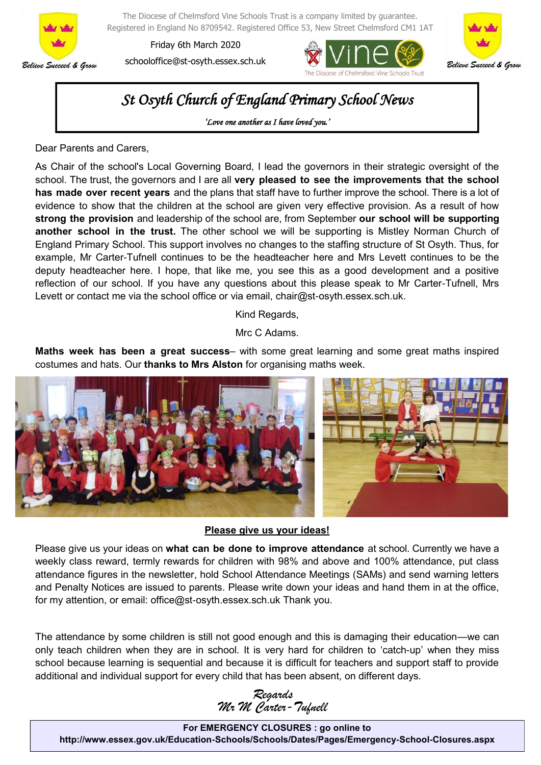The Diocese of Chelmsford Vine Schools Trust is a company limited by guarantee.
Registered in England No 8709542. Registered Office 53, New Street Chelmsford CM1 1AT

Believe Succeed & Grow

Friday 6th March 2020

schooloffice@st-osyth.essex.sch.uk

vine — The Diocese of Chelmsford Vine Schools Trust

# St Osyth Church of England Primary School News

*'Love one another as I have loved you.'*

Dear Parents and Carers,

As Chair of the school's Local Governing Board, I lead the governors in their strategic oversight of the school. The trust, the governors and I are all **very pleased to see the improvements that the school has made over recent years** and the plans that staff have to further improve the school. There is a lot of evidence to show that the children at the school are given very effective provision. As a result of how **strong the provision** and leadership of the school are, from September **our school will be supporting another school in the trust.** The other school we will be supporting is Mistley Norman Church of England Primary School. This support involves no changes to the staffing structure of St Osyth. Thus, for example, Mr Carter-Tufnell continues to be the headteacher here and Mrs Levett continues to be the deputy headteacher here. I hope, that like me, you see this as a good development and a positive reflection of our school. If you have any questions about this please speak to Mr Carter-Tufnell, Mrs Levett or contact me via the school office or via email, chair@st-osyth.essex.sch.uk.

Kind Regards,

Mrc C Adams.

**Maths week has been a great success**– with some great learning and some great maths inspired costumes and hats. Our **thanks to Mrs Alston** for organising maths week.

## Please give us your ideas!

Please give us your ideas on **what can be done to improve attendance** at school. Currently we have a weekly class reward, termly rewards for children with 98% and above and 100% attendance, put class attendance figures in the newsletter, hold School Attendance Meetings (SAMs) and send warning letters and Penalty Notices are issued to parents. Please write down your ideas and hand them in at the office, for my attention, or email: office@st-osyth.essex.sch.uk Thank you.

The attendance by some children is still not good enough and this is damaging their education—we can only teach children when they are in school. It is very hard for children to 'catch-up' when they miss school because learning is sequential and because it is difficult for teachers and support staff to provide additional and individual support for every child that has been absent, on different days.

*Regards*
*Mr M Carter-Tufnell*

**For EMERGENCY CLOSURES : go online to**
**http://www.essex.gov.uk/Education-Schools/Schools/Dates/Pages/Emergency-School-Closures.aspx**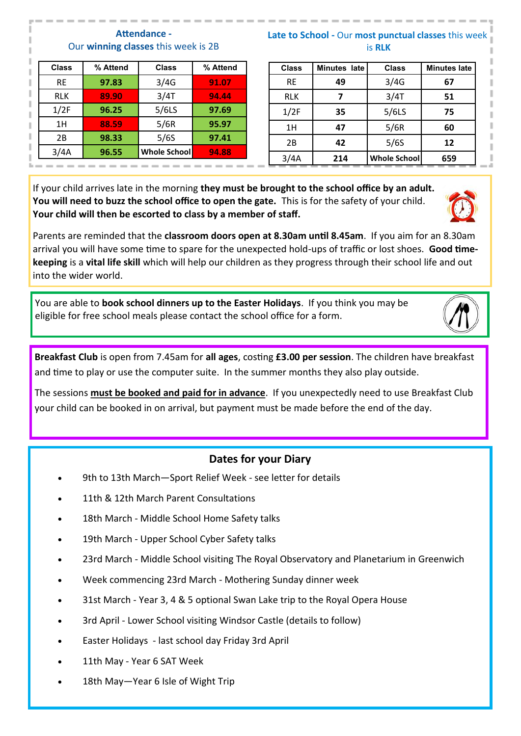## Attendance - Our **winning classes** this week is 2B

| Class | % Attend | Class | % Attend |
|---|---|---|---|
| RE | 97.83 | 3/4G | 91.07 |
| RLK | 89.90 | 3/4T | 94.44 |
| 1/2F | 96.25 | 5/6LS | 97.69 |
| 1H | 88.59 | 5/6R | 95.97 |
| 2B | 98.33 | 5/6S | 97.41 |
| 3/4A | 96.55 | Whole School | 94.88 |

## Late to School - Our **most punctual classes** this week is **RLK**

| Class | Minutes late | Class | Minutes late |
|---|---|---|---|
| RE | 49 | 3/4G | 67 |
| RLK | 7 | 3/4T | 51 |
| 1/2F | 35 | 5/6LS | 75 |
| 1H | 47 | 5/6R | 60 |
| 2B | 42 | 5/6S | 12 |
| 3/4A | 214 | Whole School | 659 |

If your child arrives late in the morning **they must be brought to the school office by an adult. You will need to buzz the school office to open the gate.** This is for the safety of your child. **Your child will then be escorted to class by a member of staff.**

Parents are reminded that the **classroom doors open at 8.30am until 8.45am**. If you aim for an 8.30am arrival you will have some time to spare for the unexpected hold-ups of traffic or lost shoes. **Good time-keeping** is a **vital life skill** which will help our children as they progress through their school life and out into the wider world.

You are able to **book school dinners up to the Easter Holidays**. If you think you may be eligible for free school meals please contact the school office for a form.

**Breakfast Club** is open from 7.45am for **all ages**, costing **£3.00 per session**. The children have breakfast and time to play or use the computer suite. In the summer months they also play outside.

The sessions **must be booked and paid for in advance**. If you unexpectedly need to use Breakfast Club your child can be booked in on arrival, but payment must be made before the end of the day.

## Dates for your Diary

- 9th to 13th March—Sport Relief Week - see letter for details
- 11th & 12th March Parent Consultations
- 18th March - Middle School Home Safety talks
- 19th March - Upper School Cyber Safety talks
- 23rd March - Middle School visiting The Royal Observatory and Planetarium in Greenwich
- Week commencing 23rd March - Mothering Sunday dinner week
- 31st March - Year 3, 4 & 5 optional Swan Lake trip to the Royal Opera House
- 3rd April - Lower School visiting Windsor Castle (details to follow)
- Easter Holidays - last school day Friday 3rd April
- 11th May - Year 6 SAT Week
- 18th May—Year 6 Isle of Wight Trip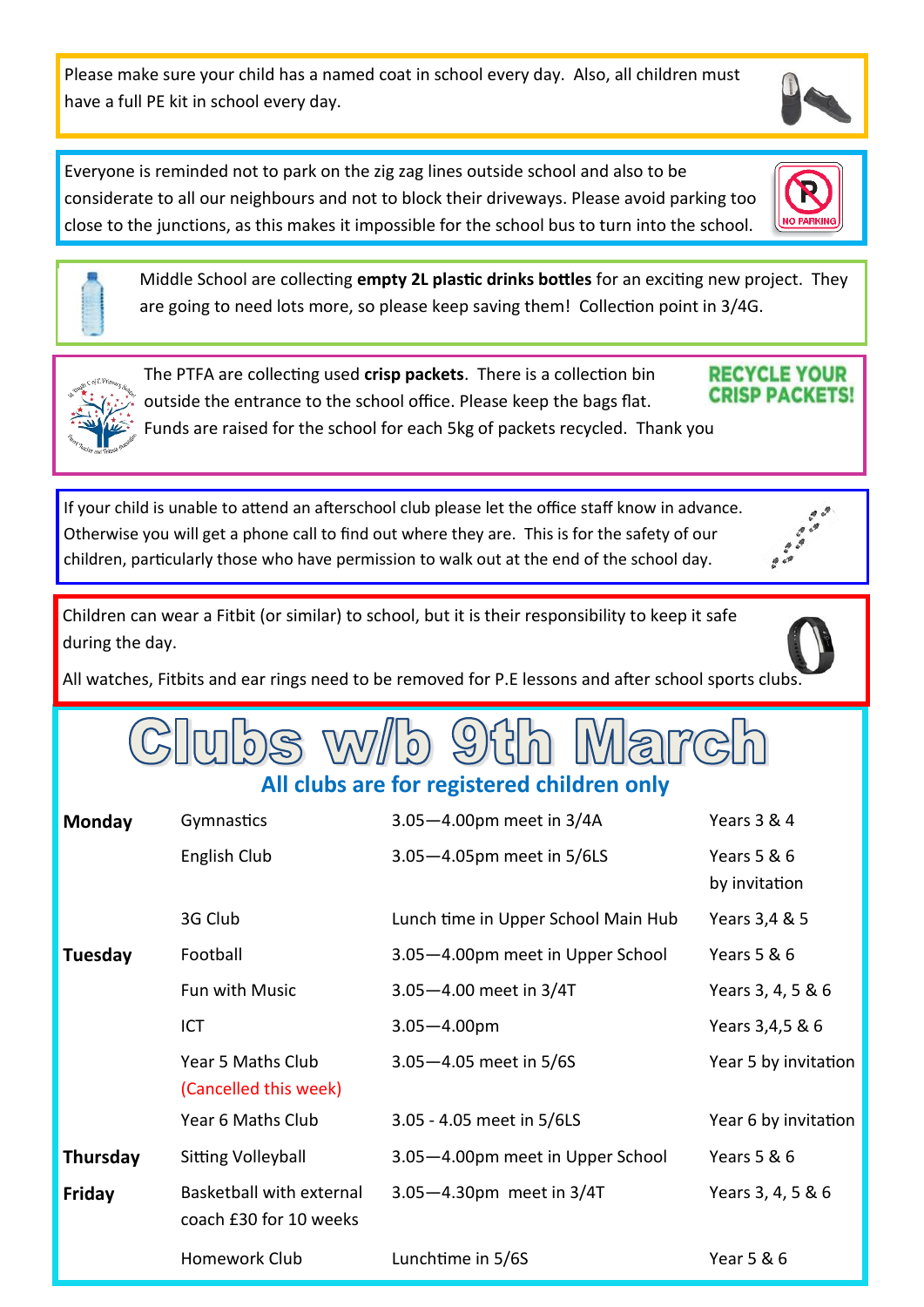Please make sure your child has a named coat in school every day. Also, all children must have a full PE kit in school every day.

Everyone is reminded not to park on the zig zag lines outside school and also to be considerate to all our neighbours and not to block their driveways. Please avoid parking too close to the junctions, as this makes it impossible for the school bus to turn into the school.

Middle School are collecting **empty 2L plastic drinks bottles** for an exciting new project. They are going to need lots more, so please keep saving them! Collection point in 3/4G.

The PTFA are collecting used **crisp packets**. There is a collection bin outside the entrance to the school office. Please keep the bags flat. Funds are raised for the school for each 5kg of packets recycled. Thank you

**RECYCLE YOUR CRISP PACKETS!**

If your child is unable to attend an afterschool club please let the office staff know in advance. Otherwise you will get a phone call to find out where they are. This is for the safety of our children, particularly those who have permission to walk out at the end of the school day.

Children can wear a Fitbit (or similar) to school, but it is their responsibility to keep it safe during the day.

All watches, Fitbits and ear rings need to be removed for P.E lessons and after school sports clubs.

# Clubs w/b 9th March

## All clubs are for registered children only

| | | | |
|---|---|---|---|
| **Monday** | Gymnastics | 3.05—4.00pm meet in 3/4A | Years 3 & 4 |
| | English Club | 3.05—4.05pm meet in 5/6LS | Years 5 & 6 by invitation |
| | 3G Club | Lunch time in Upper School Main Hub | Years 3,4 & 5 |
| **Tuesday** | Football | 3.05—4.00pm meet in Upper School | Years 5 & 6 |
| | Fun with Music | 3.05—4.00 meet in 3/4T | Years 3, 4, 5 & 6 |
| | ICT | 3.05—4.00pm | Years 3,4,5 & 6 |
| | Year 5 Maths Club (Cancelled this week) | 3.05—4.05 meet in 5/6S | Year 5 by invitation |
| | Year 6 Maths Club | 3.05 - 4.05 meet in 5/6LS | Year 6 by invitation |
| **Thursday** | Sitting Volleyball | 3.05—4.00pm meet in Upper School | Years 5 & 6 |
| **Friday** | Basketball with external coach £30 for 10 weeks | 3.05—4.30pm meet in 3/4T | Years 3, 4, 5 & 6 |
| | Homework Club | Lunchtime in 5/6S | Year 5 & 6 |